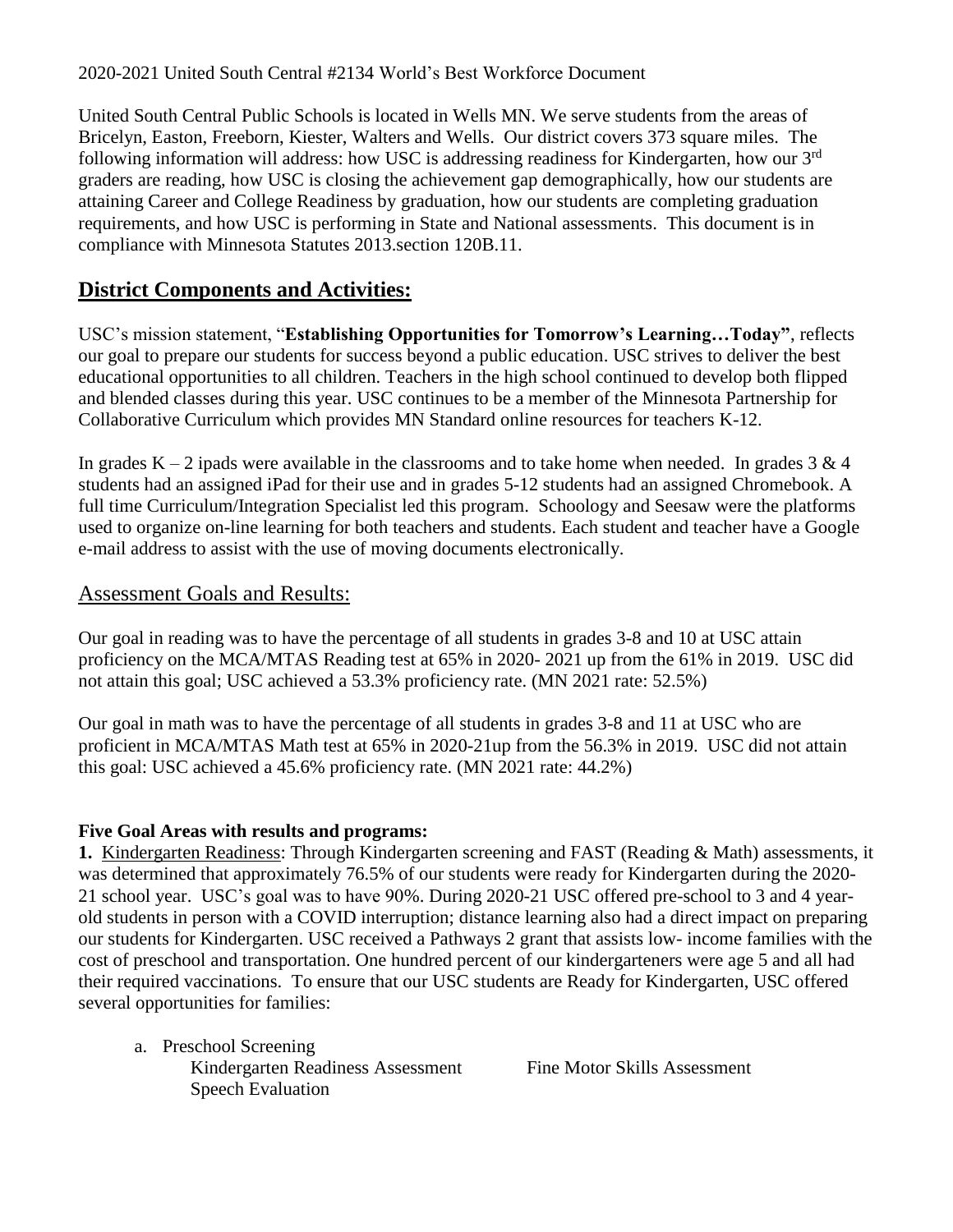2020-2021 United South Central #2134 World's Best Workforce Document

United South Central Public Schools is located in Wells MN. We serve students from the areas of Bricelyn, Easton, Freeborn, Kiester, Walters and Wells. Our district covers 373 square miles. The following information will address: how USC is addressing readiness for Kindergarten, how our 3rd graders are reading, how USC is closing the achievement gap demographically, how our students are attaining Career and College Readiness by graduation, how our students are completing graduation requirements, and how USC is performing in State and National assessments. This document is in compliance with Minnesota Statutes 2013.section 120B.11.

## District Components and Activities:

USC's mission statement, "**Establishing Opportunities for Tomorrow's Learning…Today"**, reflects our goal to prepare our students for success beyond a public education. USC strives to deliver the best educational opportunities to all children. Teachers in the high school continued to develop both flipped and blended classes during this year. USC continues to be a member of the Minnesota Partnership for Collaborative Curriculum which provides MN Standard online resources for teachers K-12.

In grades K – 2 ipads were available in the classrooms and to take home when needed. In grades 3 & 4 students had an assigned iPad for their use and in grades 5-12 students had an assigned Chromebook. A full time Curriculum/Integration Specialist led this program. Schoology and Seesaw were the platforms used to organize on-line learning for both teachers and students. Each student and teacher have a Google e-mail address to assist with the use of moving documents electronically.

## Assessment Goals and Results:

Our goal in reading was to have the percentage of all students in grades 3-8 and 10 at USC attain proficiency on the MCA/MTAS Reading test at 65% in 2020- 2021 up from the 61% in 2019. USC did not attain this goal; USC achieved a 53.3% proficiency rate. (MN 2021 rate: 52.5%)

Our goal in math was to have the percentage of all students in grades 3-8 and 11 at USC who are proficient in MCA/MTAS Math test at 65% in 2020-21up from the 56.3% in 2019. USC did not attain this goal: USC achieved a 45.6% proficiency rate. (MN 2021 rate: 44.2%)

**Five Goal Areas with results and programs:**

**1.** Kindergarten Readiness: Through Kindergarten screening and FAST (Reading & Math) assessments, it was determined that approximately 76.5% of our students were ready for Kindergarten during the 2020-21 school year. USC's goal was to have 90%. During 2020-21 USC offered pre-school to 3 and 4 year-old students in person with a COVID interruption; distance learning also had a direct impact on preparing our students for Kindergarten. USC received a Pathways 2 grant that assists low- income families with the cost of preschool and transportation. One hundred percent of our kindergarteners were age 5 and all had their required vaccinations. To ensure that our USC students are Ready for Kindergarten, USC offered several opportunities for families:

a. Preschool Screening
   - Kindergarten Readiness Assessment
   - Fine Motor Skills Assessment
   - Speech Evaluation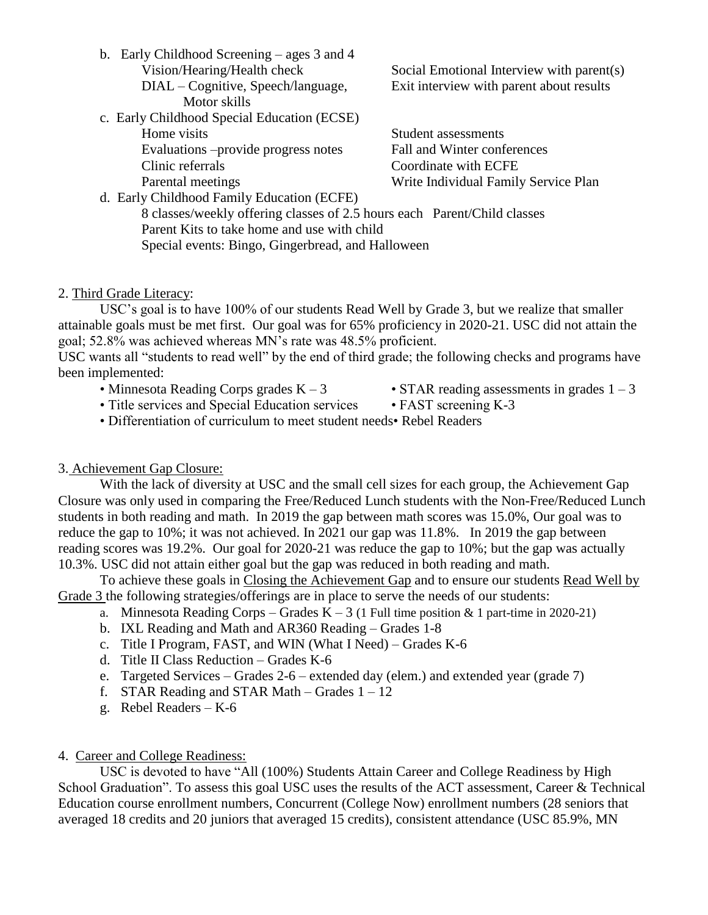b. Early Childhood Screening – ages 3 and 4
   - Vision/Hearing/Health check
   - DIAL – Cognitive, Speech/language, Motor skills
   - Social Emotional Interview with parent(s)
   - Exit interview with parent about results

c. Early Childhood Special Education (ECSE)
   - Home visits
   - Evaluations –provide progress notes
   - Clinic referrals
   - Parental meetings
   - Student assessments
   - Fall and Winter conferences
   - Coordinate with ECFE
   - Write Individual Family Service Plan

d. Early Childhood Family Education (ECFE)
   - 8 classes/weekly offering classes of 2.5 hours each Parent/Child classes
   - Parent Kits to take home and use with child
   - Special events: Bingo, Gingerbread, and Halloween

2. <u>Third Grade Literacy</u>:

USC's goal is to have 100% of our students Read Well by Grade 3, but we realize that smaller attainable goals must be met first. Our goal was for 65% proficiency in 2020-21. USC did not attain the goal; 52.8% was achieved whereas MN's rate was 48.5% proficient.

USC wants all "students to read well" by the end of third grade; the following checks and programs have been implemented:

- Minnesota Reading Corps grades K – 3
- STAR reading assessments in grades 1 – 3
- Title services and Special Education services
- FAST screening K-3
- Differentiation of curriculum to meet student needs
- Rebel Readers

3. <u>Achievement Gap Closure:</u>

With the lack of diversity at USC and the small cell sizes for each group, the Achievement Gap Closure was only used in comparing the Free/Reduced Lunch students with the Non-Free/Reduced Lunch students in both reading and math. In 2019 the gap between math scores was 15.0%, Our goal was to reduce the gap to 10%; it was not achieved. In 2021 our gap was 11.8%. In 2019 the gap between reading scores was 19.2%. Our goal for 2020-21 was reduce the gap to 10%; but the gap was actually 10.3%. USC did not attain either goal but the gap was reduced in both reading and math.

To achieve these goals in <u>Closing the Achievement Gap</u> and to ensure our students <u>Read Well by Grade 3</u> the following strategies/offerings are in place to serve the needs of our students:

a. Minnesota Reading Corps – Grades K – 3 (1 Full time position & 1 part-time in 2020-21)
b. IXL Reading and Math and AR360 Reading – Grades 1-8
c. Title I Program, FAST, and WIN (What I Need) – Grades K-6
d. Title II Class Reduction – Grades K-6
e. Targeted Services – Grades 2-6 – extended day (elem.) and extended year (grade 7)
f. STAR Reading and STAR Math – Grades 1 – 12
g. Rebel Readers – K-6

4. <u>Career and College Readiness:</u>

USC is devoted to have "All (100%) Students Attain Career and College Readiness by High School Graduation". To assess this goal USC uses the results of the ACT assessment, Career & Technical Education course enrollment numbers, Concurrent (College Now) enrollment numbers (28 seniors that averaged 18 credits and 20 juniors that averaged 15 credits), consistent attendance (USC 85.9%, MN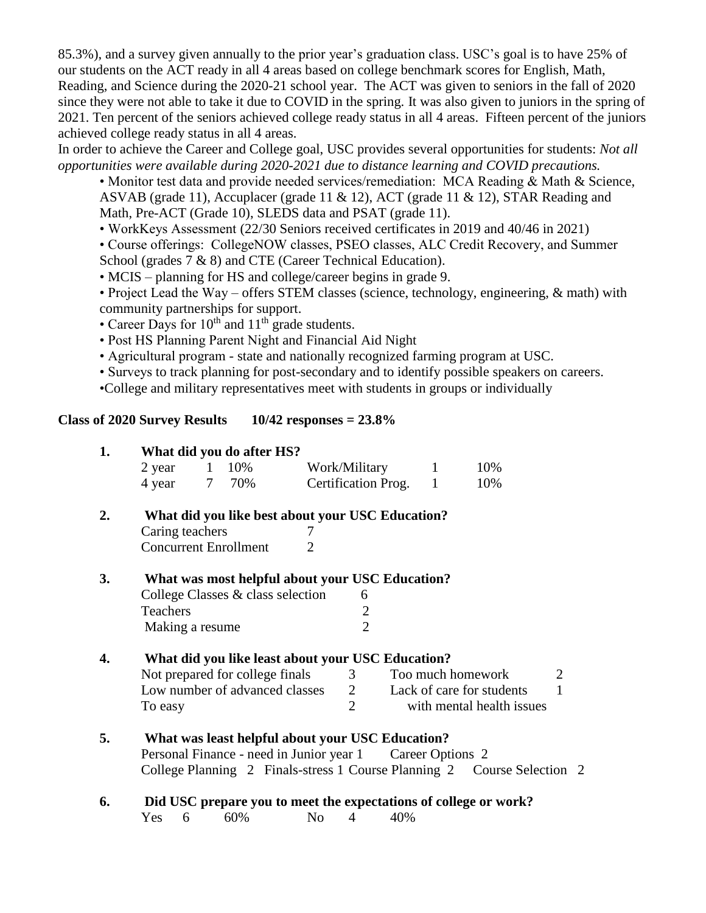85.3%), and a survey given annually to the prior year's graduation class. USC's goal is to have 25% of our students on the ACT ready in all 4 areas based on college benchmark scores for English, Math, Reading, and Science during the 2020-21 school year. The ACT was given to seniors in the fall of 2020 since they were not able to take it due to COVID in the spring. It was also given to juniors in the spring of 2021. Ten percent of the seniors achieved college ready status in all 4 areas. Fifteen percent of the juniors achieved college ready status in all 4 areas.

In order to achieve the Career and College goal, USC provides several opportunities for students: *Not all opportunities were available during 2020-2021 due to distance learning and COVID precautions.*

- Monitor test data and provide needed services/remediation: MCA Reading & Math & Science, ASVAB (grade 11), Accuplacer (grade 11 & 12), ACT (grade 11 & 12), STAR Reading and Math, Pre-ACT (Grade 10), SLEDS data and PSAT (grade 11).
- WorkKeys Assessment (22/30 Seniors received certificates in 2019 and 40/46 in 2021)
- Course offerings: CollegeNOW classes, PSEO classes, ALC Credit Recovery, and Summer School (grades 7 & 8) and CTE (Career Technical Education).
- MCIS – planning for HS and college/career begins in grade 9.
- Project Lead the Way – offers STEM classes (science, technology, engineering, & math) with community partnerships for support.
- Career Days for 10th and 11th grade students.
- Post HS Planning Parent Night and Financial Aid Night
- Agricultural program - state and nationally recognized farming program at USC.
- Surveys to track planning for post-secondary and to identify possible speakers on careers.
- College and military representatives meet with students in groups or individually

**Class of 2020 Survey Results 10/42 responses = 23.8%**

**1. What did you do after HS?**

| | | | | | |
|---|---|---|---|---|---|
| 2 year | 1 | 10% | Work/Military | 1 | 10% |
| 4 year | 7 | 70% | Certification Prog. | 1 | 10% |

**2. What did you like best about your USC Education?**

| | |
|---|---|
| Caring teachers | 7 |
| Concurrent Enrollment | 2 |

**3. What was most helpful about your USC Education?**

| | |
|---|---|
| College Classes & class selection | 6 |
| Teachers | 2 |
| Making a resume | 2 |

**4. What did you like least about your USC Education?**

| | | | |
|---|---|---|---|
| Not prepared for college finals | 3 | Too much homework | 2 |
| Low number of advanced classes | 2 | Lack of care for students with mental health issues | 1 |
| To easy | 2 | | |

**5. What was least helpful about your USC Education?**

Personal Finance - need in Junior year 1 Career Options 2
College Planning 2 Finals-stress 1 Course Planning 2 Course Selection 2

**6. Did USC prepare you to meet the expectations of college or work?**

| | | | | | |
|---|---|---|---|---|---|
| Yes | 6 | 60% | No | 4 | 40% |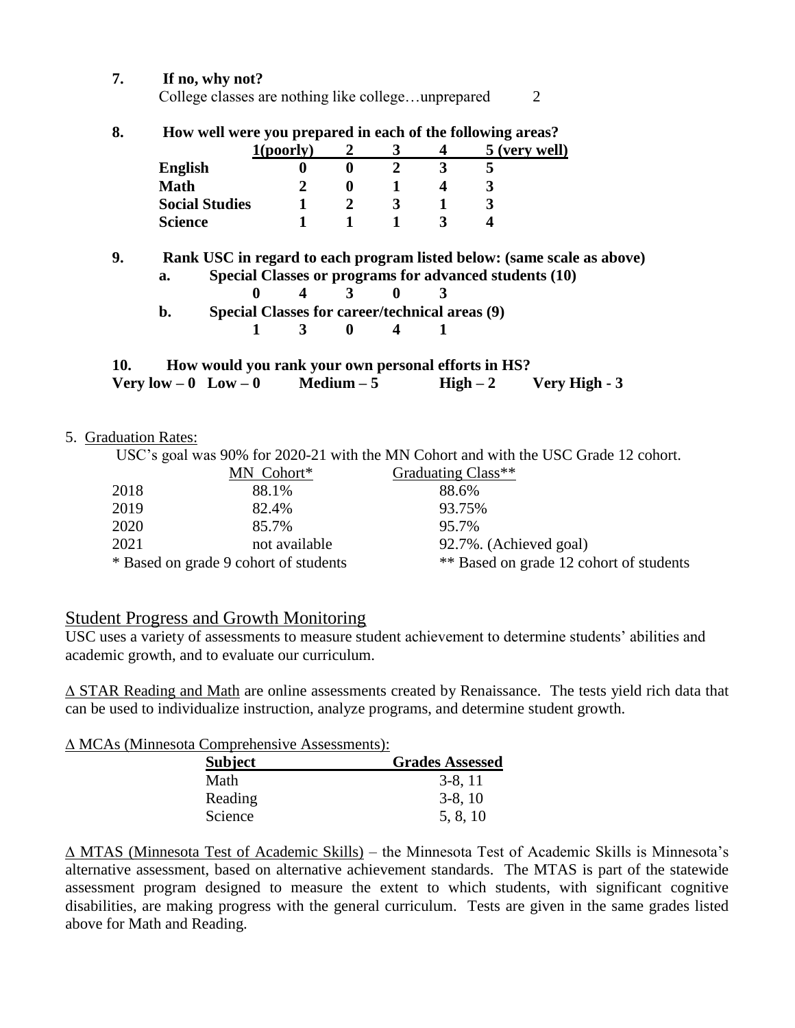**7. If no, why not?**

College classes are nothing like college…unprepared 2

**8. How well were you prepared in each of the following areas?**

| | 1(poorly) | 2 | 3 | 4 | 5 (very well) |
|---|---|---|---|---|---|
| **English** | **0** | **0** | **2** | **3** | **5** |
| **Math** | **2** | **0** | **1** | **4** | **3** |
| **Social Studies** | **1** | **2** | **3** | **1** | **3** |
| **Science** | **1** | **1** | **1** | **3** | **4** |

**9. Rank USC in regard to each program listed below: (same scale as above)**

**a. Special Classes or programs for advanced students (10)**

| 1 | 2 | 3 | 4 | 5 |
|---|---|---|---|---|
| **0** | **4** | **3** | **0** | **3** |

**b. Special Classes for career/technical areas (9)**

| 1 | 2 | 3 | 4 | 5 |
|---|---|---|---|---|
| **1** | **3** | **0** | **4** | **1** |

**10. How would you rank your own personal efforts in HS?**

**Very low – 0 Low – 0 Medium – 5 High – 2 Very High - 3**

5. Graduation Rates:

USC's goal was 90% for 2020-21 with the MN Cohort and with the USC Grade 12 cohort.

| | MN Cohort* | Graduating Class** |
|---|---|---|
| 2018 | 88.1% | 88.6% |
| 2019 | 82.4% | 93.75% |
| 2020 | 85.7% | 95.7% |
| 2021 | not available | 92.7%. (Achieved goal) |

\* Based on grade 9 cohort of students ** Based on grade 12 cohort of students

## Student Progress and Growth Monitoring

USC uses a variety of assessments to measure student achievement to determine students' abilities and academic growth, and to evaluate our curriculum.

Δ STAR Reading and Math are online assessments created by Renaissance. The tests yield rich data that can be used to individualize instruction, analyze programs, and determine student growth.

Δ MCAs (Minnesota Comprehensive Assessments):

| Subject | Grades Assessed |
|---|---|
| Math | 3-8, 11 |
| Reading | 3-8, 10 |
| Science | 5, 8, 10 |

Δ MTAS (Minnesota Test of Academic Skills) – the Minnesota Test of Academic Skills is Minnesota's alternative assessment, based on alternative achievement standards. The MTAS is part of the statewide assessment program designed to measure the extent to which students, with significant cognitive disabilities, are making progress with the general curriculum. Tests are given in the same grades listed above for Math and Reading.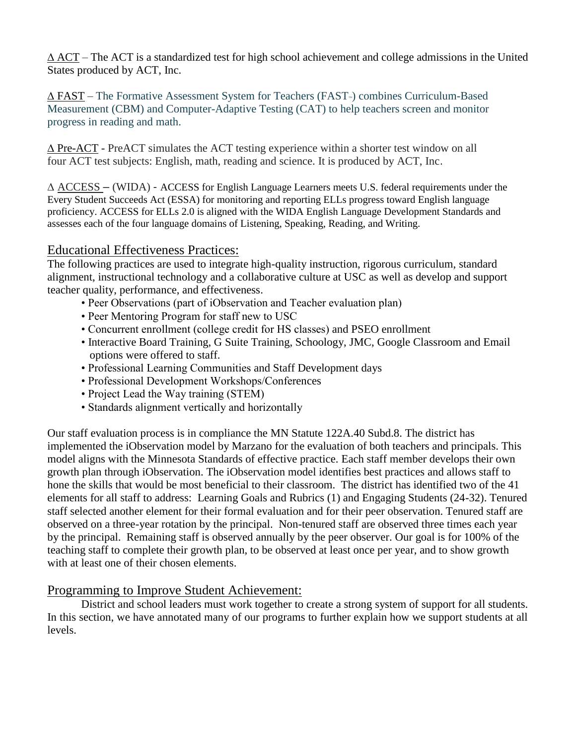Δ ACT – The ACT is a standardized test for high school achievement and college admissions in the United States produced by ACT, Inc.

Δ FAST – The Formative Assessment System for Teachers (FAST™) combines Curriculum-Based Measurement (CBM) and Computer-Adaptive Testing (CAT) to help teachers screen and monitor progress in reading and math.

Δ Pre-ACT - PreACT simulates the ACT testing experience within a shorter test window on all four ACT test subjects: English, math, reading and science. It is produced by ACT, Inc.

Δ ACCESS – (WIDA) - ACCESS for English Language Learners meets U.S. federal requirements under the Every Student Succeeds Act (ESSA) for monitoring and reporting ELLs progress toward English language proficiency. ACCESS for ELLs 2.0 is aligned with the WIDA English Language Development Standards and assesses each of the four language domains of Listening, Speaking, Reading, and Writing.

## Educational Effectiveness Practices:

The following practices are used to integrate high-quality instruction, rigorous curriculum, standard alignment, instructional technology and a collaborative culture at USC as well as develop and support teacher quality, performance, and effectiveness.

- Peer Observations (part of iObservation and Teacher evaluation plan)
- Peer Mentoring Program for staff new to USC
- Concurrent enrollment (college credit for HS classes) and PSEO enrollment
- Interactive Board Training, G Suite Training, Schoology, JMC, Google Classroom and Email options were offered to staff.
- Professional Learning Communities and Staff Development days
- Professional Development Workshops/Conferences
- Project Lead the Way training (STEM)
- Standards alignment vertically and horizontally

Our staff evaluation process is in compliance the MN Statute 122A.40 Subd.8. The district has implemented the iObservation model by Marzano for the evaluation of both teachers and principals. This model aligns with the Minnesota Standards of effective practice. Each staff member develops their own growth plan through iObservation. The iObservation model identifies best practices and allows staff to hone the skills that would be most beneficial to their classroom. The district has identified two of the 41 elements for all staff to address: Learning Goals and Rubrics (1) and Engaging Students (24-32). Tenured staff selected another element for their formal evaluation and for their peer observation. Tenured staff are observed on a three-year rotation by the principal. Non-tenured staff are observed three times each year by the principal. Remaining staff is observed annually by the peer observer. Our goal is for 100% of the teaching staff to complete their growth plan, to be observed at least once per year, and to show growth with at least one of their chosen elements.

## Programming to Improve Student Achievement:

District and school leaders must work together to create a strong system of support for all students. In this section, we have annotated many of our programs to further explain how we support students at all levels.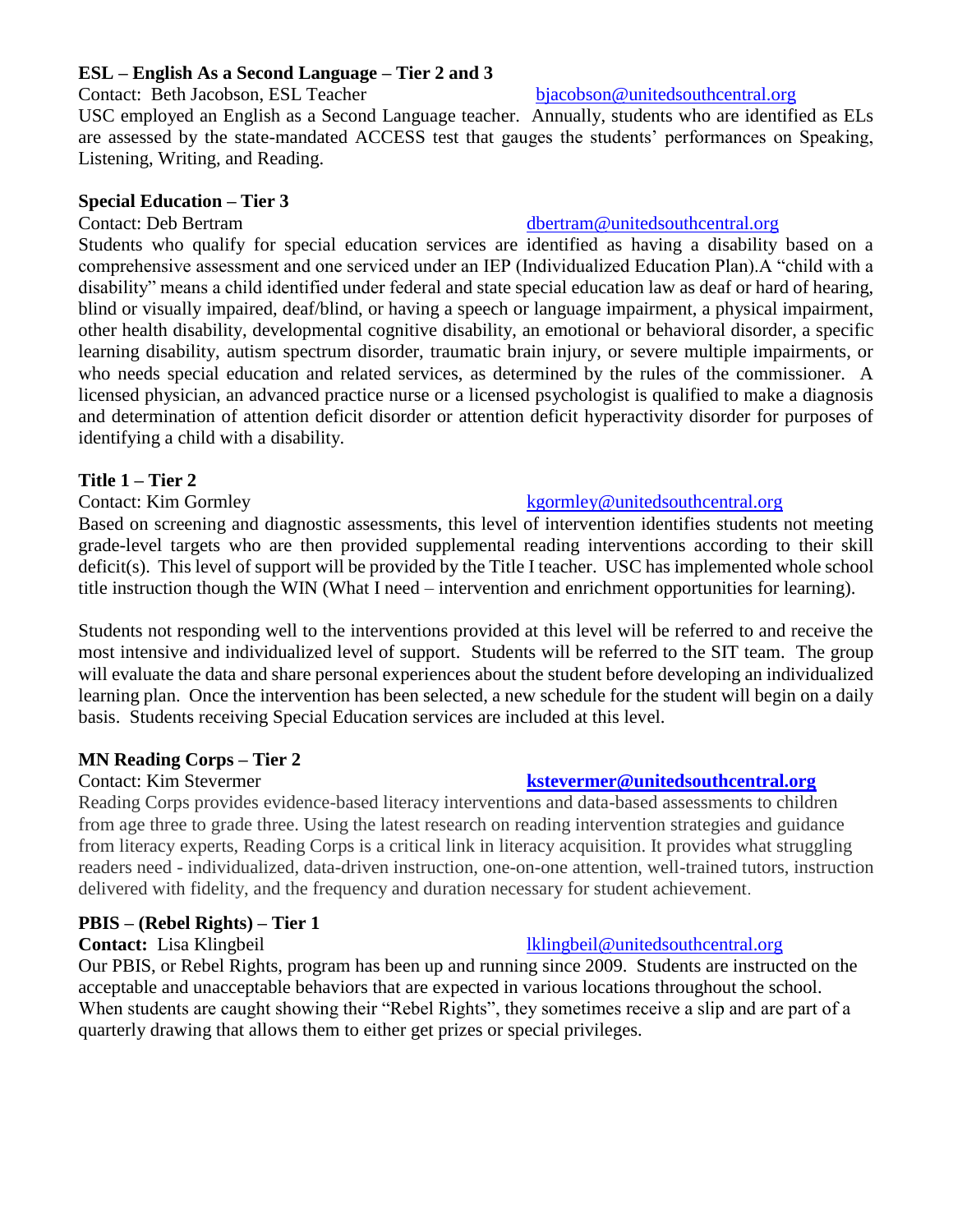**ESL – English As a Second Language – Tier 2 and 3**

Contact: Beth Jacobson, ESL Teacher bjacobson@unitedsouthcentral.org

USC employed an English as a Second Language teacher. Annually, students who are identified as ELs are assessed by the state-mandated ACCESS test that gauges the students' performances on Speaking, Listening, Writing, and Reading.

**Special Education – Tier 3**

Contact: Deb Bertram dbertram@unitedsouthcentral.org

Students who qualify for special education services are identified as having a disability based on a comprehensive assessment and one serviced under an IEP (Individualized Education Plan).A "child with a disability" means a child identified under federal and state special education law as deaf or hard of hearing, blind or visually impaired, deaf/blind, or having a speech or language impairment, a physical impairment, other health disability, developmental cognitive disability, an emotional or behavioral disorder, a specific learning disability, autism spectrum disorder, traumatic brain injury, or severe multiple impairments, or who needs special education and related services, as determined by the rules of the commissioner. A licensed physician, an advanced practice nurse or a licensed psychologist is qualified to make a diagnosis and determination of attention deficit disorder or attention deficit hyperactivity disorder for purposes of identifying a child with a disability.

**Title 1 – Tier 2**

Contact: Kim Gormley kgormley@unitedsouthcentral.org

Based on screening and diagnostic assessments, this level of intervention identifies students not meeting grade-level targets who are then provided supplemental reading interventions according to their skill deficit(s). This level of support will be provided by the Title I teacher. USC has implemented whole school title instruction though the WIN (What I need – intervention and enrichment opportunities for learning).

Students not responding well to the interventions provided at this level will be referred to and receive the most intensive and individualized level of support. Students will be referred to the SIT team. The group will evaluate the data and share personal experiences about the student before developing an individualized learning plan. Once the intervention has been selected, a new schedule for the student will begin on a daily basis. Students receiving Special Education services are included at this level.

**MN Reading Corps – Tier 2**

Contact: Kim Stevermer **kstevermer@unitedsouthcentral.org**

Reading Corps provides evidence-based literacy interventions and data-based assessments to children from age three to grade three. Using the latest research on reading intervention strategies and guidance from literacy experts, Reading Corps is a critical link in literacy acquisition. It provides what struggling readers need - individualized, data-driven instruction, one-on-one attention, well-trained tutors, instruction delivered with fidelity, and the frequency and duration necessary for student achievement.

**PBIS – (Rebel Rights) – Tier 1**

**Contact:** Lisa Klingbeil lklingbeil@unitedsouthcentral.org

Our PBIS, or Rebel Rights, program has been up and running since 2009. Students are instructed on the acceptable and unacceptable behaviors that are expected in various locations throughout the school. When students are caught showing their "Rebel Rights", they sometimes receive a slip and are part of a quarterly drawing that allows them to either get prizes or special privileges.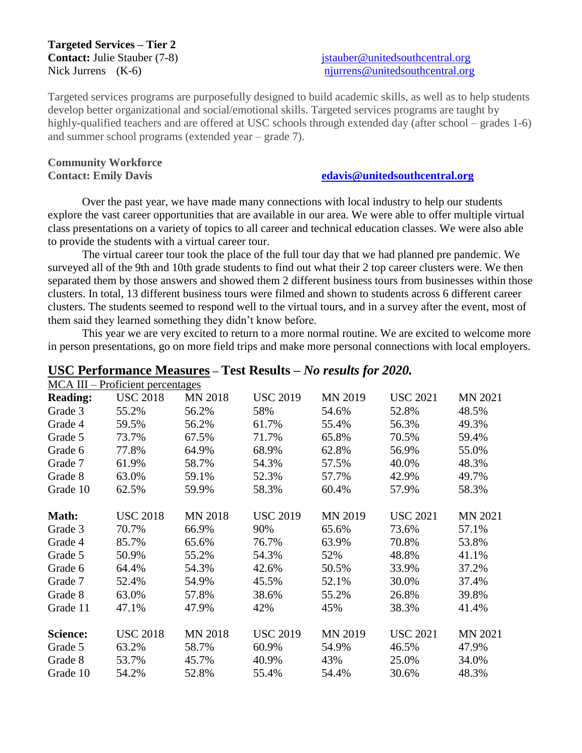**Targeted Services – Tier 2**
**Contact:** Julie Stauber (7-8) jstauber@unitedsouthcentral.org
Nick Jurrens (K-6) njurrens@unitedsouthcentral.org

Targeted services programs are purposefully designed to build academic skills, as well as to help students develop better organizational and social/emotional skills. Targeted services programs are taught by highly-qualified teachers and are offered at USC schools through extended day (after school – grades 1-6) and summer school programs (extended year – grade 7).

**Community Workforce**
**Contact: Emily Davis** **edavis@unitedsouthcentral.org**

Over the past year, we have made many connections with local industry to help our students explore the vast career opportunities that are available in our area. We were able to offer multiple virtual class presentations on a variety of topics to all career and technical education classes. We were also able to provide the students with a virtual career tour.

The virtual career tour took the place of the full tour day that we had planned pre pandemic. We surveyed all of the 9th and 10th grade students to find out what their 2 top career clusters were. We then separated them by those answers and showed them 2 different business tours from businesses within those clusters. In total, 13 different business tours were filmed and shown to students across 6 different career clusters. The students seemed to respond well to the virtual tours, and in a survey after the event, most of them said they learned something they didn't know before.

This year we are very excited to return to a more normal routine. We are excited to welcome more in person presentations, go on more field trips and make more personal connections with local employers.

## <u>USC Performance Measures</u> – Test Results – *No results for 2020.*

<u>MCA III – Proficient percentages</u>

| **Reading:** | USC 2018 | MN 2018 | USC 2019 | MN 2019 | USC 2021 | MN 2021 |
|---|---|---|---|---|---|---|
| Grade 3 | 55.2% | 56.2% | 58% | 54.6% | 52.8% | 48.5% |
| Grade 4 | 59.5% | 56.2% | 61.7% | 55.4% | 56.3% | 49.3% |
| Grade 5 | 73.7% | 67.5% | 71.7% | 65.8% | 70.5% | 59.4% |
| Grade 6 | 77.8% | 64.9% | 68.9% | 62.8% | 56.9% | 55.0% |
| Grade 7 | 61.9% | 58.7% | 54.3% | 57.5% | 40.0% | 48.3% |
| Grade 8 | 63.0% | 59.1% | 52.3% | 57.7% | 42.9% | 49.7% |
| Grade 10 | 62.5% | 59.9% | 58.3% | 60.4% | 57.9% | 58.3% |

| **Math:** | USC 2018 | MN 2018 | USC 2019 | MN 2019 | USC 2021 | MN 2021 |
|---|---|---|---|---|---|---|
| Grade 3 | 70.7% | 66.9% | 90% | 65.6% | 73.6% | 57.1% |
| Grade 4 | 85.7% | 65.6% | 76.7% | 63.9% | 70.8% | 53.8% |
| Grade 5 | 50.9% | 55.2% | 54.3% | 52% | 48.8% | 41.1% |
| Grade 6 | 64.4% | 54.3% | 42.6% | 50.5% | 33.9% | 37.2% |
| Grade 7 | 52.4% | 54.9% | 45.5% | 52.1% | 30.0% | 37.4% |
| Grade 8 | 63.0% | 57.8% | 38.6% | 55.2% | 26.8% | 39.8% |
| Grade 11 | 47.1% | 47.9% | 42% | 45% | 38.3% | 41.4% |

| **Science:** | USC 2018 | MN 2018 | USC 2019 | MN 2019 | USC 2021 | MN 2021 |
|---|---|---|---|---|---|---|
| Grade 5 | 63.2% | 58.7% | 60.9% | 54.9% | 46.5% | 47.9% |
| Grade 8 | 53.7% | 45.7% | 40.9% | 43% | 25.0% | 34.0% |
| Grade 10 | 54.2% | 52.8% | 55.4% | 54.4% | 30.6% | 48.3% |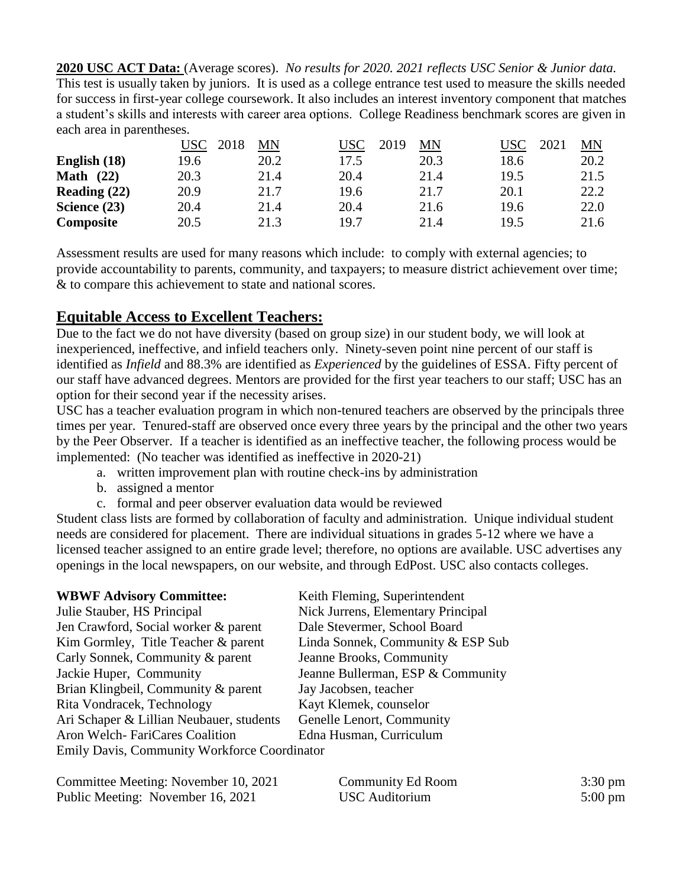**2020 USC ACT Data:** (Average scores). *No results for 2020. 2021 reflects USC Senior & Junior data.* This test is usually taken by juniors. It is used as a college entrance test used to measure the skills needed for success in first-year college coursework. It also includes an interest inventory component that matches a student's skills and interests with career area options. College Readiness benchmark scores are given in each area in parentheses.

| | USC 2018 | MN | USC 2019 | MN | USC 2021 | MN |
|---|---|---|---|---|---|---|
| **English (18)** | 19.6 | 20.2 | 17.5 | 20.3 | 18.6 | 20.2 |
| **Math (22)** | 20.3 | 21.4 | 20.4 | 21.4 | 19.5 | 21.5 |
| **Reading (22)** | 20.9 | 21.7 | 19.6 | 21.7 | 20.1 | 22.2 |
| **Science (23)** | 20.4 | 21.4 | 20.4 | 21.6 | 19.6 | 22.0 |
| **Composite** | 20.5 | 21.3 | 19.7 | 21.4 | 19.5 | 21.6 |

Assessment results are used for many reasons which include: to comply with external agencies; to provide accountability to parents, community, and taxpayers; to measure district achievement over time; & to compare this achievement to state and national scores.

## Equitable Access to Excellent Teachers:

Due to the fact we do not have diversity (based on group size) in our student body, we will look at inexperienced, ineffective, and infield teachers only. Ninety-seven point nine percent of our staff is identified as *Infield* and 88.3% are identified as *Experienced* by the guidelines of ESSA. Fifty percent of our staff have advanced degrees. Mentors are provided for the first year teachers to our staff; USC has an option for their second year if the necessity arises.

USC has a teacher evaluation program in which non-tenured teachers are observed by the principals three times per year. Tenured-staff are observed once every three years by the principal and the other two years by the Peer Observer. If a teacher is identified as an ineffective teacher, the following process would be implemented: (No teacher was identified as ineffective in 2020-21)

a. written improvement plan with routine check-ins by administration
b. assigned a mentor
c. formal and peer observer evaluation data would be reviewed

Student class lists are formed by collaboration of faculty and administration. Unique individual student needs are considered for placement. There are individual situations in grades 5-12 where we have a licensed teacher assigned to an entire grade level; therefore, no options are available. USC advertises any openings in the local newspapers, on our website, and through EdPost. USC also contacts colleges.

**WBWF Advisory Committee:**

Keith Fleming, Superintendent
Julie Stauber, HS Principal
Nick Jurrens, Elementary Principal
Jen Crawford, Social worker & parent
Dale Stevermer, School Board
Kim Gormley, Title Teacher & parent
Linda Sonnek, Community & ESP Sub
Carly Sonnek, Community & parent
Jeanne Brooks, Community
Jackie Huper, Community
Jeanne Bullerman, ESP & Community
Brian Klingbeil, Community & parent
Jay Jacobsen, teacher
Rita Vondracek, Technology
Kayt Klemek, counselor
Ari Schaper & Lillian Neubauer, students
Genelle Lenort, Community
Aron Welch- FariCares Coalition
Edna Husman, Curriculum
Emily Davis, Community Workforce Coordinator

| | | |
|---|---|---|
| Committee Meeting: November 10, 2021 | Community Ed Room | 3:30 pm |
| Public Meeting: November 16, 2021 | USC Auditorium | 5:00 pm |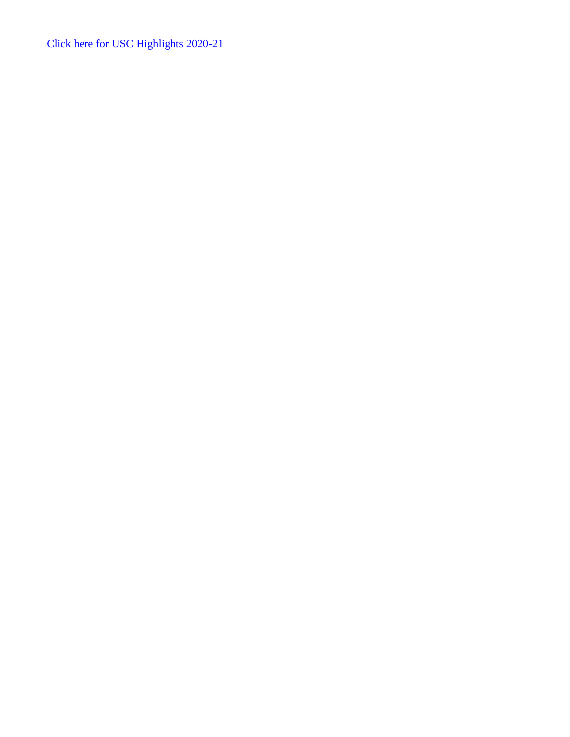Click here for USC Highlights 2020-21